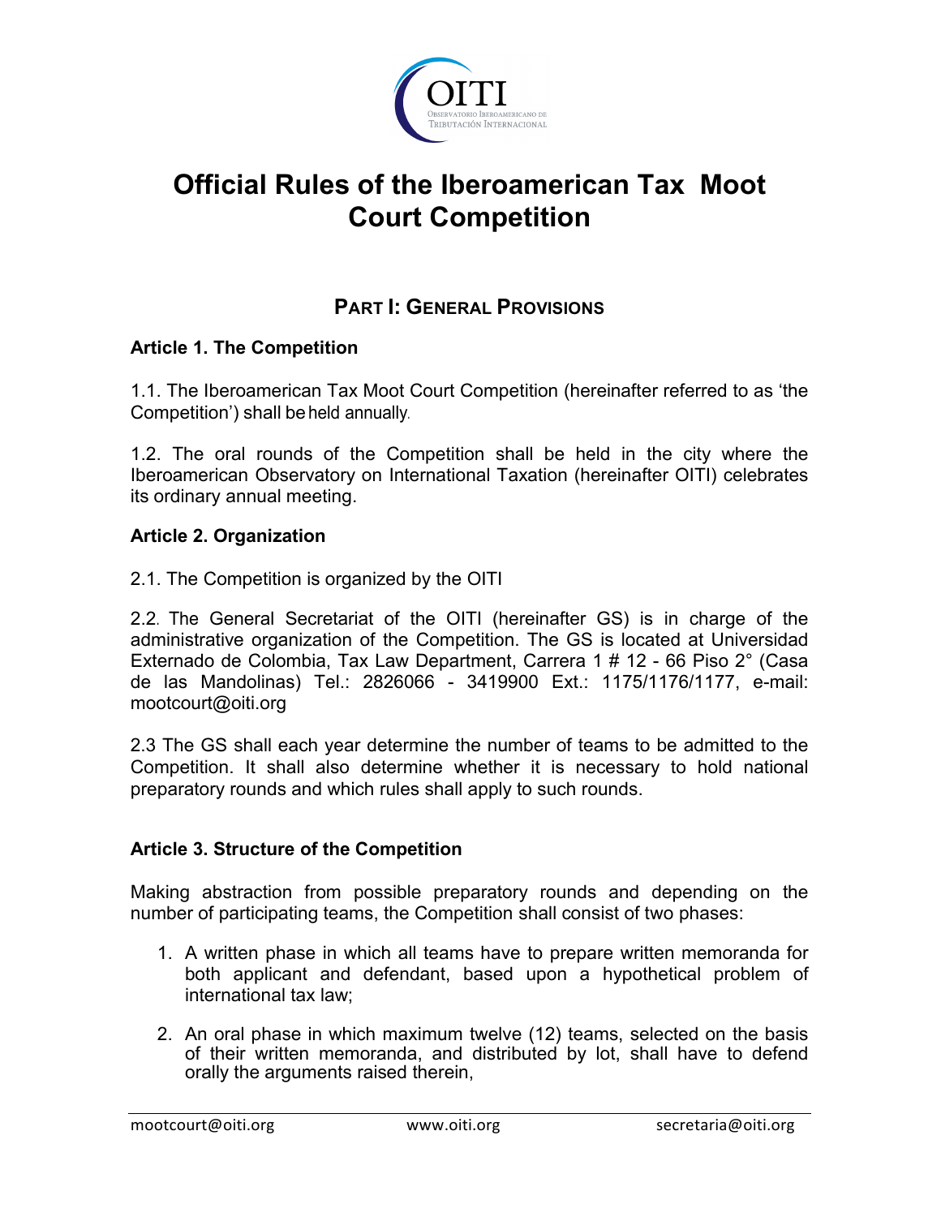# Official Rules of the Iberoamerican Tax Moot Court Competition

## PART I: GENERAL PROVISIONS

### Article 1. The Competition

1.1. The Iberoamerican Tax Moot Court Competition (hereinafter referred to as 'the Competition') shall be held annually.

1.2. The oral rounds of the Competition shall be held in the city where the Iberoamerican Observatory on International Taxation (hereinafter OITI) celebrates its ordinary annual meeting.

### Article 2. Organization

2.1. The Competition is organized by the OITI

2.2. The General Secretariat of the OITI (hereinafter GS) is in charge of the administrative organization of the Competition. The GS is located at Universidad Externado de Colombia, Tax Law Department, Carrera 1 # 12 - 66 Piso 2° (Casa de las Mandolinas) Tel.: 2826066 - 3419900 Ext.: 1175/1176/1177, e-mail: mootcourt@oiti.org

2.3 The GS shall each year determine the number of teams to be admitted to the Competition. It shall also determine whether it is necessary to hold national preparatory rounds and which rules shall apply to such rounds.

### Article 3. Structure of the Competition

Making abstraction from possible preparatory rounds and depending on the number of participating teams, the Competition shall consist of two phases:

1. A written phase in which all teams have to prepare written memoranda for both applicant and defendant, based upon a hypothetical problem of international tax law;
2. An oral phase in which maximum twelve (12) teams, selected on the basis of their written memoranda, and distributed by lot, shall have to defend orally the arguments raised therein,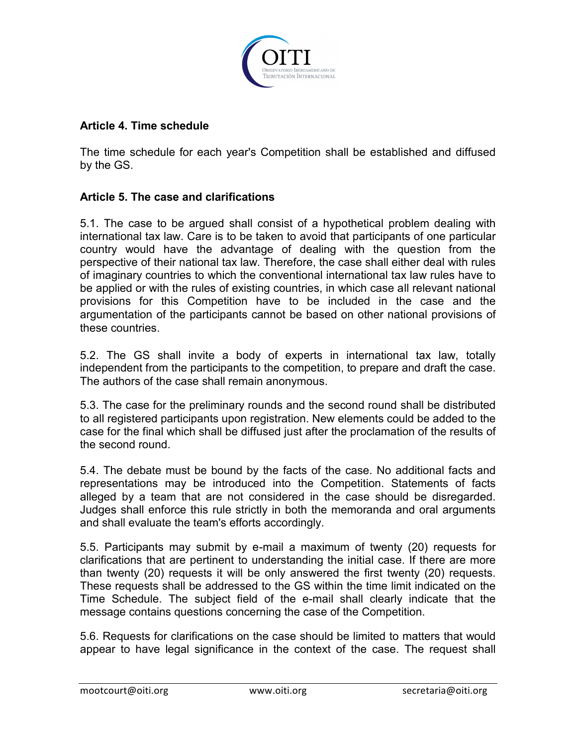**Article 4. Time schedule**

The time schedule for each year's Competition shall be established and diffused by the GS.

**Article 5. The case and clarifications**

5.1. The case to be argued shall consist of a hypothetical problem dealing with international tax law. Care is to be taken to avoid that participants of one particular country would have the advantage of dealing with the question from the perspective of their national tax law. Therefore, the case shall either deal with rules of imaginary countries to which the conventional international tax law rules have to be applied or with the rules of existing countries, in which case all relevant national provisions for this Competition have to be included in the case and the argumentation of the participants cannot be based on other national provisions of these countries.

5.2. The GS shall invite a body of experts in international tax law, totally independent from the participants to the competition, to prepare and draft the case. The authors of the case shall remain anonymous.

5.3. The case for the preliminary rounds and the second round shall be distributed to all registered participants upon registration. New elements could be added to the case for the final which shall be diffused just after the proclamation of the results of the second round.

5.4. The debate must be bound by the facts of the case. No additional facts and representations may be introduced into the Competition. Statements of facts alleged by a team that are not considered in the case should be disregarded. Judges shall enforce this rule strictly in both the memoranda and oral arguments and shall evaluate the team's efforts accordingly.

5.5. Participants may submit by e-mail a maximum of twenty (20) requests for clarifications that are pertinent to understanding the initial case. If there are more than twenty (20) requests it will be only answered the first twenty (20) requests. These requests shall be addressed to the GS within the time limit indicated on the Time Schedule. The subject field of the e-mail shall clearly indicate that the message contains questions concerning the case of the Competition.

5.6. Requests for clarifications on the case should be limited to matters that would appear to have legal significance in the context of the case. The request shall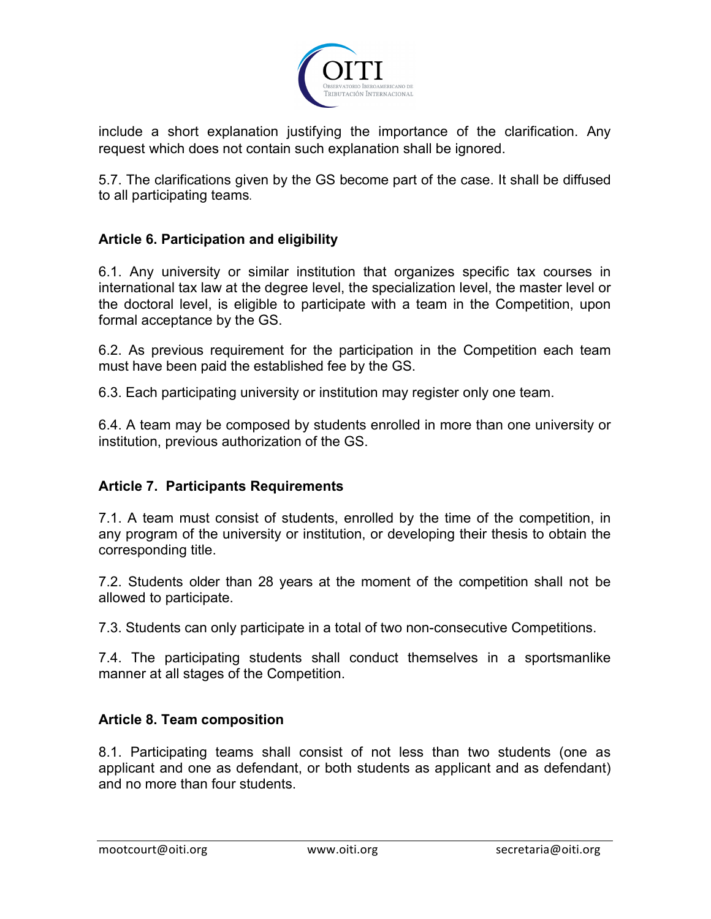include a short explanation justifying the importance of the clarification. Any request which does not contain such explanation shall be ignored.

5.7. The clarifications given by the GS become part of the case. It shall be diffused to all participating teams.

### Article 6. Participation and eligibility

6.1. Any university or similar institution that organizes specific tax courses in international tax law at the degree level, the specialization level, the master level or the doctoral level, is eligible to participate with a team in the Competition, upon formal acceptance by the GS.

6.2. As previous requirement for the participation in the Competition each team must have been paid the established fee by the GS.

6.3. Each participating university or institution may register only one team.

6.4. A team may be composed by students enrolled in more than one university or institution, previous authorization of the GS.

### Article 7. Participants Requirements

7.1. A team must consist of students, enrolled by the time of the competition, in any program of the university or institution, or developing their thesis to obtain the corresponding title.

7.2. Students older than 28 years at the moment of the competition shall not be allowed to participate.

7.3. Students can only participate in a total of two non-consecutive Competitions.

7.4. The participating students shall conduct themselves in a sportsmanlike manner at all stages of the Competition.

### Article 8. Team composition

8.1. Participating teams shall consist of not less than two students (one as applicant and one as defendant, or both students as applicant and as defendant) and no more than four students.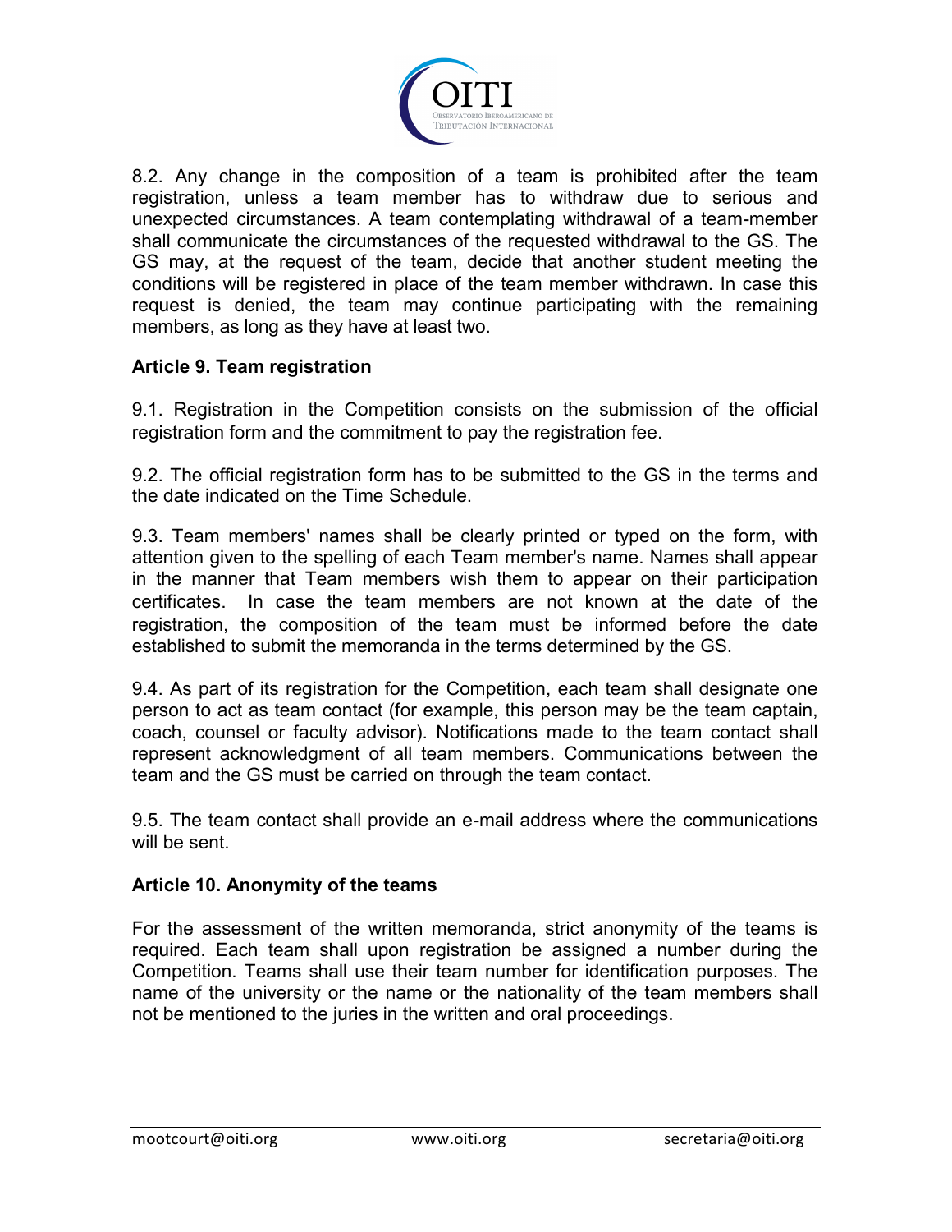8.2. Any change in the composition of a team is prohibited after the team registration, unless a team member has to withdraw due to serious and unexpected circumstances. A team contemplating withdrawal of a team-member shall communicate the circumstances of the requested withdrawal to the GS. The GS may, at the request of the team, decide that another student meeting the conditions will be registered in place of the team member withdrawn. In case this request is denied, the team may continue participating with the remaining members, as long as they have at least two.

**Article 9. Team registration**

9.1. Registration in the Competition consists on the submission of the official registration form and the commitment to pay the registration fee.

9.2. The official registration form has to be submitted to the GS in the terms and the date indicated on the Time Schedule.

9.3. Team members' names shall be clearly printed or typed on the form, with attention given to the spelling of each Team member's name. Names shall appear in the manner that Team members wish them to appear on their participation certificates. In case the team members are not known at the date of the registration, the composition of the team must be informed before the date established to submit the memoranda in the terms determined by the GS.

9.4. As part of its registration for the Competition, each team shall designate one person to act as team contact (for example, this person may be the team captain, coach, counsel or faculty advisor). Notifications made to the team contact shall represent acknowledgment of all team members. Communications between the team and the GS must be carried on through the team contact.

9.5. The team contact shall provide an e-mail address where the communications will be sent.

**Article 10. Anonymity of the teams**

For the assessment of the written memoranda, strict anonymity of the teams is required. Each team shall upon registration be assigned a number during the Competition. Teams shall use their team number for identification purposes. The name of the university or the name or the nationality of the team members shall not be mentioned to the juries in the written and oral proceedings.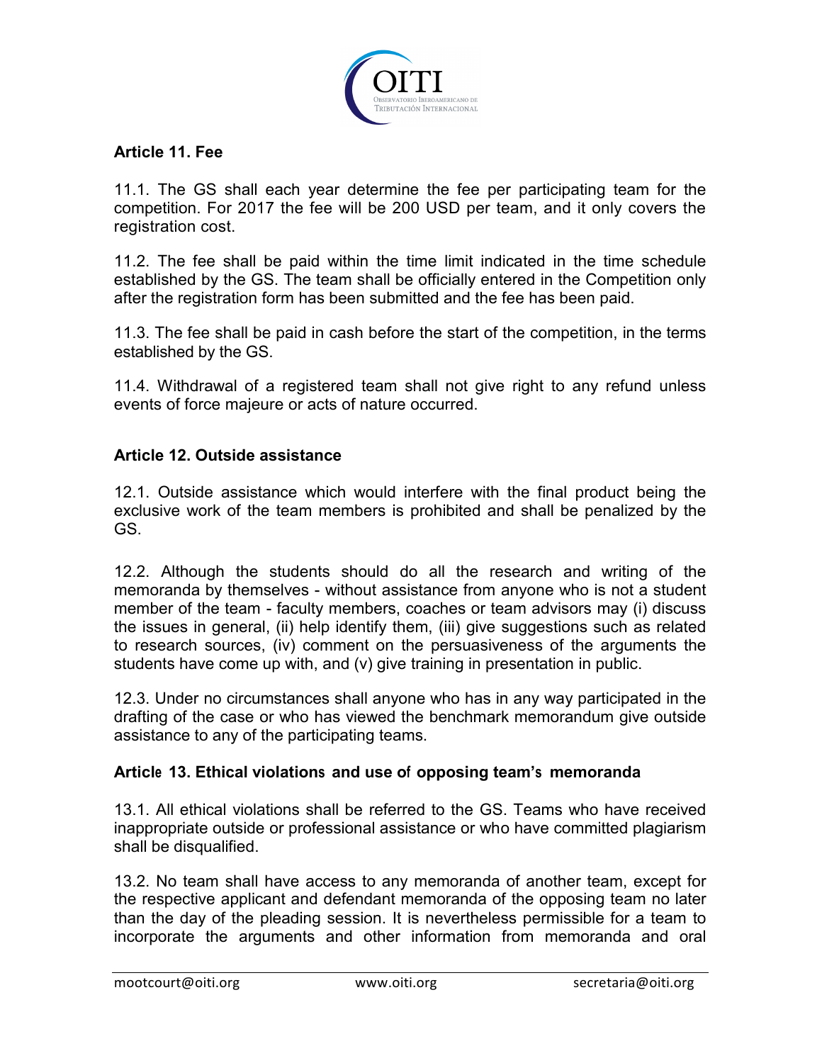## Article 11. Fee

11.1. The GS shall each year determine the fee per participating team for the competition. For 2017 the fee will be 200 USD per team, and it only covers the registration cost.

11.2. The fee shall be paid within the time limit indicated in the time schedule established by the GS. The team shall be officially entered in the Competition only after the registration form has been submitted and the fee has been paid.

11.3. The fee shall be paid in cash before the start of the competition, in the terms established by the GS.

11.4. Withdrawal of a registered team shall not give right to any refund unless events of force majeure or acts of nature occurred.

## Article 12. Outside assistance

12.1. Outside assistance which would interfere with the final product being the exclusive work of the team members is prohibited and shall be penalized by the GS.

12.2. Although the students should do all the research and writing of the memoranda by themselves - without assistance from anyone who is not a student member of the team - faculty members, coaches or team advisors may (i) discuss the issues in general, (ii) help identify them, (iii) give suggestions such as related to research sources, (iv) comment on the persuasiveness of the arguments the students have come up with, and (v) give training in presentation in public.

12.3. Under no circumstances shall anyone who has in any way participated in the drafting of the case or who has viewed the benchmark memorandum give outside assistance to any of the participating teams.

## Article 13. Ethical violations and use of opposing team's memoranda

13.1. All ethical violations shall be referred to the GS. Teams who have received inappropriate outside or professional assistance or who have committed plagiarism shall be disqualified.

13.2. No team shall have access to any memoranda of another team, except for the respective applicant and defendant memoranda of the opposing team no later than the day of the pleading session. It is nevertheless permissible for a team to incorporate the arguments and other information from memoranda and oral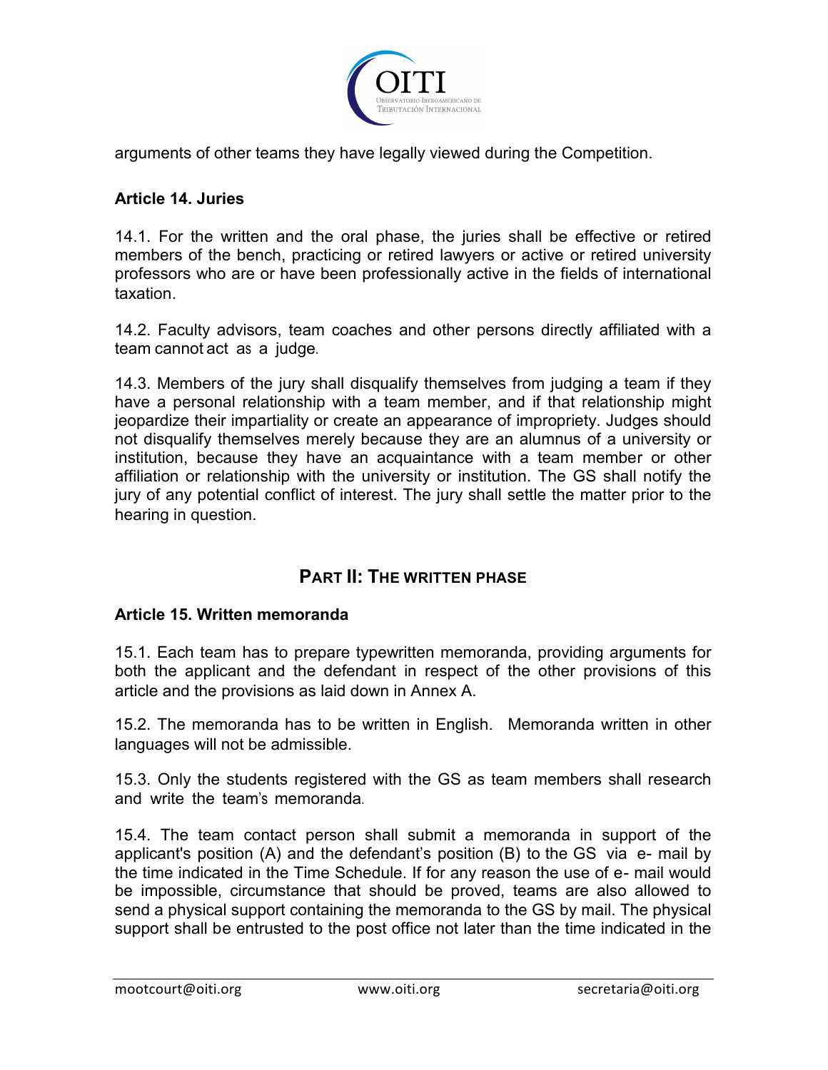arguments of other teams they have legally viewed during the Competition.

**Article 14. Juries**

14.1. For the written and the oral phase, the juries shall be effective or retired members of the bench, practicing or retired lawyers or active or retired university professors who are or have been professionally active in the fields of international taxation.

14.2. Faculty advisors, team coaches and other persons directly affiliated with a team cannot act as a judge.

14.3. Members of the jury shall disqualify themselves from judging a team if they have a personal relationship with a team member, and if that relationship might jeopardize their impartiality or create an appearance of impropriety. Judges should not disqualify themselves merely because they are an alumnus of a university or institution, because they have an acquaintance with a team member or other affiliation or relationship with the university or institution. The GS shall notify the jury of any potential conflict of interest. The jury shall settle the matter prior to the hearing in question.

## PART II: THE WRITTEN PHASE

**Article 15. Written memoranda**

15.1. Each team has to prepare typewritten memoranda, providing arguments for both the applicant and the defendant in respect of the other provisions of this article and the provisions as laid down in Annex A.

15.2. The memoranda has to be written in English. Memoranda written in other languages will not be admissible.

15.3. Only the students registered with the GS as team members shall research and write the team's memoranda.

15.4. The team contact person shall submit a memoranda in support of the applicant's position (A) and the defendant's position (B) to the GS via e- mail by the time indicated in the Time Schedule. If for any reason the use of e- mail would be impossible, circumstance that should be proved, teams are also allowed to send a physical support containing the memoranda to the GS by mail. The physical support shall be entrusted to the post office not later than the time indicated in the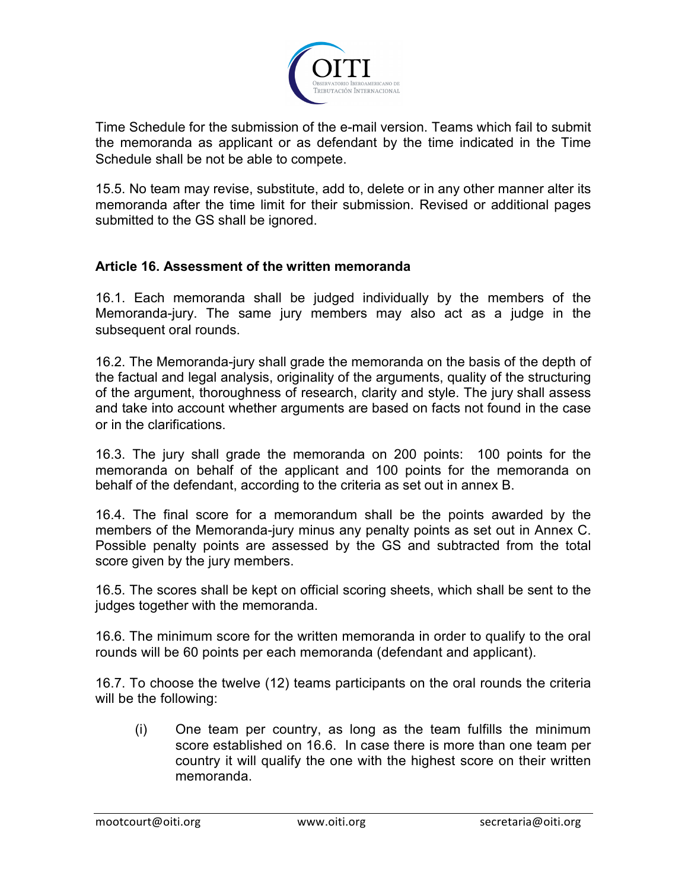Time Schedule for the submission of the e-mail version. Teams which fail to submit the memoranda as applicant or as defendant by the time indicated in the Time Schedule shall be not be able to compete.

15.5. No team may revise, substitute, add to, delete or in any other manner alter its memoranda after the time limit for their submission. Revised or additional pages submitted to the GS shall be ignored.

**Article 16. Assessment of the written memoranda**

16.1. Each memoranda shall be judged individually by the members of the Memoranda-jury. The same jury members may also act as a judge in the subsequent oral rounds.

16.2. The Memoranda-jury shall grade the memoranda on the basis of the depth of the factual and legal analysis, originality of the arguments, quality of the structuring of the argument, thoroughness of research, clarity and style. The jury shall assess and take into account whether arguments are based on facts not found in the case or in the clarifications.

16.3. The jury shall grade the memoranda on 200 points: 100 points for the memoranda on behalf of the applicant and 100 points for the memoranda on behalf of the defendant, according to the criteria as set out in annex B.

16.4. The final score for a memorandum shall be the points awarded by the members of the Memoranda-jury minus any penalty points as set out in Annex C. Possible penalty points are assessed by the GS and subtracted from the total score given by the jury members.

16.5. The scores shall be kept on official scoring sheets, which shall be sent to the judges together with the memoranda.

16.6. The minimum score for the written memoranda in order to qualify to the oral rounds will be 60 points per each memoranda (defendant and applicant).

16.7. To choose the twelve (12) teams participants on the oral rounds the criteria will be the following:

(i) One team per country, as long as the team fulfills the minimum score established on 16.6. In case there is more than one team per country it will qualify the one with the highest score on their written memoranda.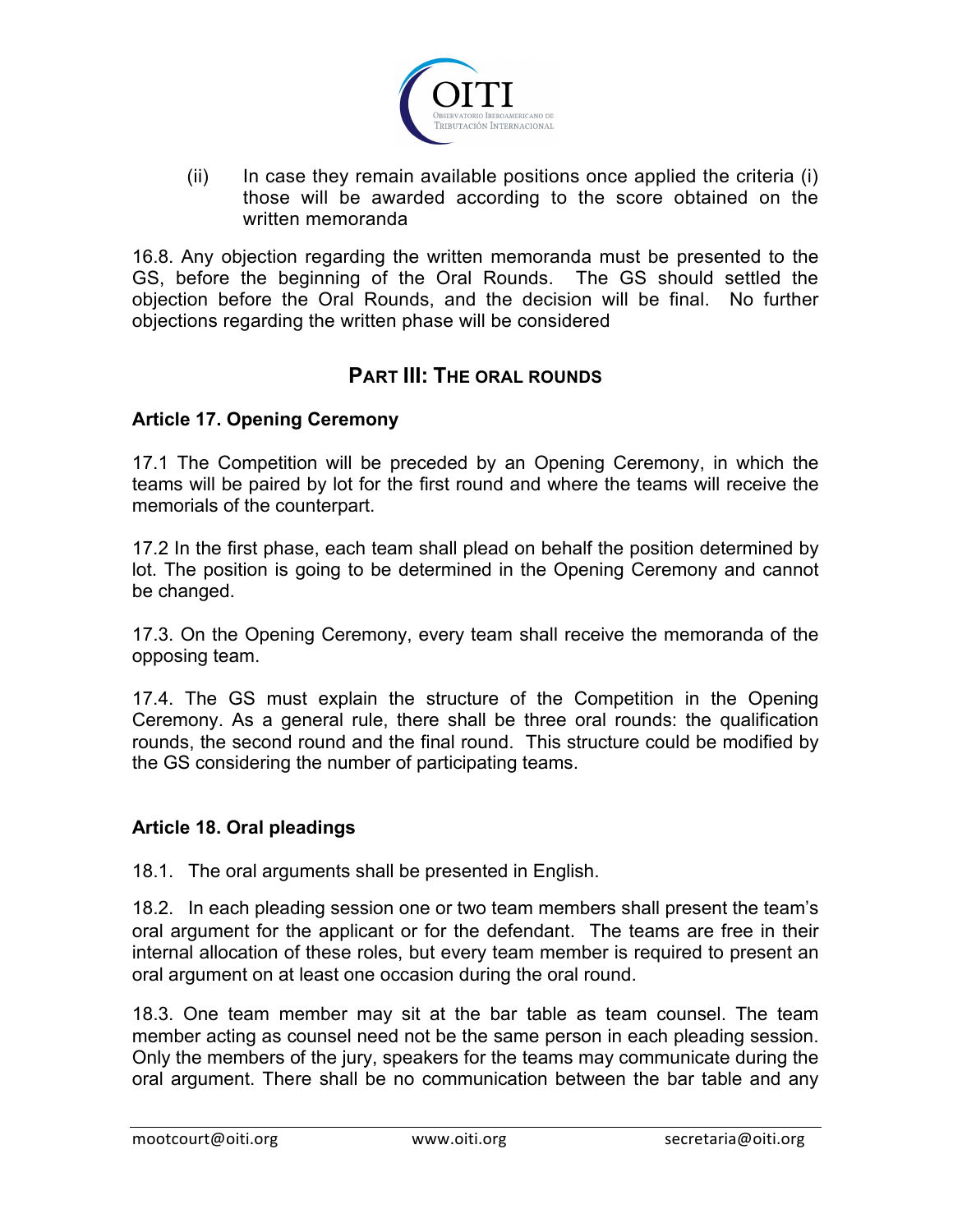(ii) In case they remain available positions once applied the criteria (i) those will be awarded according to the score obtained on the written memoranda

16.8. Any objection regarding the written memoranda must be presented to the GS, before the beginning of the Oral Rounds. The GS should settled the objection before the Oral Rounds, and the decision will be final. No further objections regarding the written phase will be considered

## PART III: THE ORAL ROUNDS

### Article 17. Opening Ceremony

17.1 The Competition will be preceded by an Opening Ceremony, in which the teams will be paired by lot for the first round and where the teams will receive the memorials of the counterpart.

17.2 In the first phase, each team shall plead on behalf the position determined by lot. The position is going to be determined in the Opening Ceremony and cannot be changed.

17.3. On the Opening Ceremony, every team shall receive the memoranda of the opposing team.

17.4. The GS must explain the structure of the Competition in the Opening Ceremony. As a general rule, there shall be three oral rounds: the qualification rounds, the second round and the final round. This structure could be modified by the GS considering the number of participating teams.

### Article 18. Oral pleadings

18.1. The oral arguments shall be presented in English.

18.2. In each pleading session one or two team members shall present the team's oral argument for the applicant or for the defendant. The teams are free in their internal allocation of these roles, but every team member is required to present an oral argument on at least one occasion during the oral round.

18.3. One team member may sit at the bar table as team counsel. The team member acting as counsel need not be the same person in each pleading session. Only the members of the jury, speakers for the teams may communicate during the oral argument. There shall be no communication between the bar table and any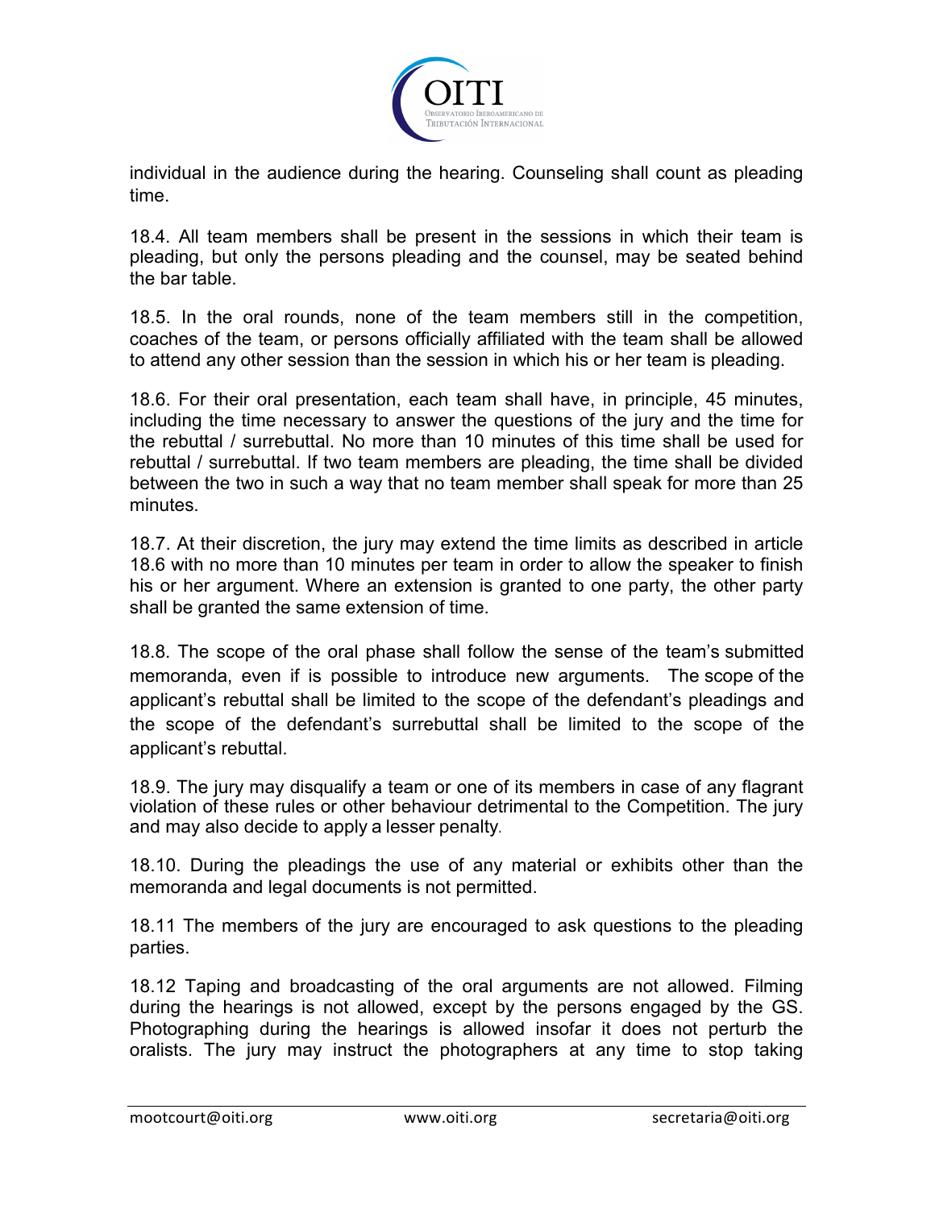individual in the audience during the hearing. Counseling shall count as pleading time.

18.4. All team members shall be present in the sessions in which their team is pleading, but only the persons pleading and the counsel, may be seated behind the bar table.

18.5. In the oral rounds, none of the team members still in the competition, coaches of the team, or persons officially affiliated with the team shall be allowed to attend any other session than the session in which his or her team is pleading.

18.6. For their oral presentation, each team shall have, in principle, 45 minutes, including the time necessary to answer the questions of the jury and the time for the rebuttal / surrebuttal. No more than 10 minutes of this time shall be used for rebuttal / surrebuttal. If two team members are pleading, the time shall be divided between the two in such a way that no team member shall speak for more than 25 minutes.

18.7. At their discretion, the jury may extend the time limits as described in article 18.6 with no more than 10 minutes per team in order to allow the speaker to finish his or her argument. Where an extension is granted to one party, the other party shall be granted the same extension of time.

18.8. The scope of the oral phase shall follow the sense of the team's submitted memoranda, even if is possible to introduce new arguments. The scope of the applicant's rebuttal shall be limited to the scope of the defendant's pleadings and the scope of the defendant's surrebuttal shall be limited to the scope of the applicant's rebuttal.

18.9. The jury may disqualify a team or one of its members in case of any flagrant violation of these rules or other behaviour detrimental to the Competition. The jury and may also decide to apply a lesser penalty.

18.10. During the pleadings the use of any material or exhibits other than the memoranda and legal documents is not permitted.

18.11 The members of the jury are encouraged to ask questions to the pleading parties.

18.12 Taping and broadcasting of the oral arguments are not allowed. Filming during the hearings is not allowed, except by the persons engaged by the GS. Photographing during the hearings is allowed insofar it does not perturb the oralists. The jury may instruct the photographers at any time to stop taking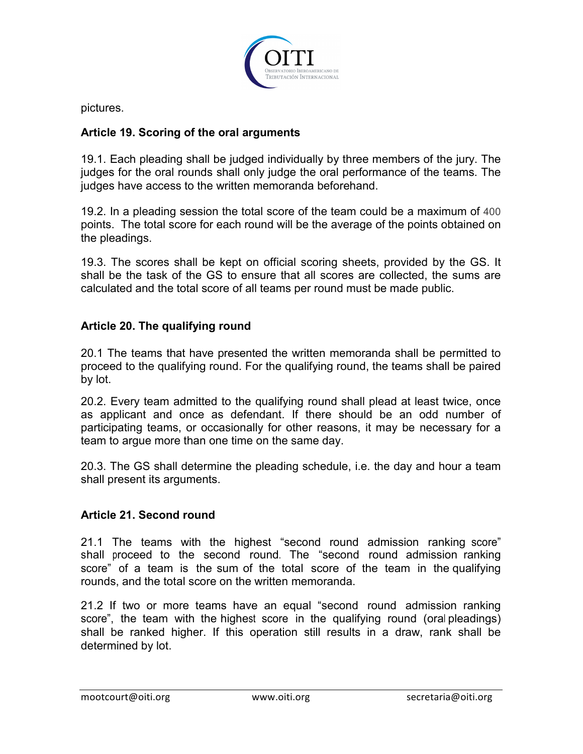pictures.

**Article 19. Scoring of the oral arguments**

19.1. Each pleading shall be judged individually by three members of the jury. The judges for the oral rounds shall only judge the oral performance of the teams. The judges have access to the written memoranda beforehand.

19.2. In a pleading session the total score of the team could be a maximum of 400 points. The total score for each round will be the average of the points obtained on the pleadings.

19.3. The scores shall be kept on official scoring sheets, provided by the GS. It shall be the task of the GS to ensure that all scores are collected, the sums are calculated and the total score of all teams per round must be made public.

**Article 20. The qualifying round**

20.1 The teams that have presented the written memoranda shall be permitted to proceed to the qualifying round. For the qualifying round, the teams shall be paired by lot.

20.2. Every team admitted to the qualifying round shall plead at least twice, once as applicant and once as defendant. If there should be an odd number of participating teams, or occasionally for other reasons, it may be necessary for a team to argue more than one time on the same day.

20.3. The GS shall determine the pleading schedule, i.e. the day and hour a team shall present its arguments.

**Article 21. Second round**

21.1 The teams with the highest "second round admission ranking score" shall proceed to the second round. The "second round admission ranking score" of a team is the sum of the total score of the team in the qualifying rounds, and the total score on the written memoranda.

21.2 If two or more teams have an equal "second round admission ranking score", the team with the highest score in the qualifying round (oral pleadings) shall be ranked higher. If this operation still results in a draw, rank shall be determined by lot.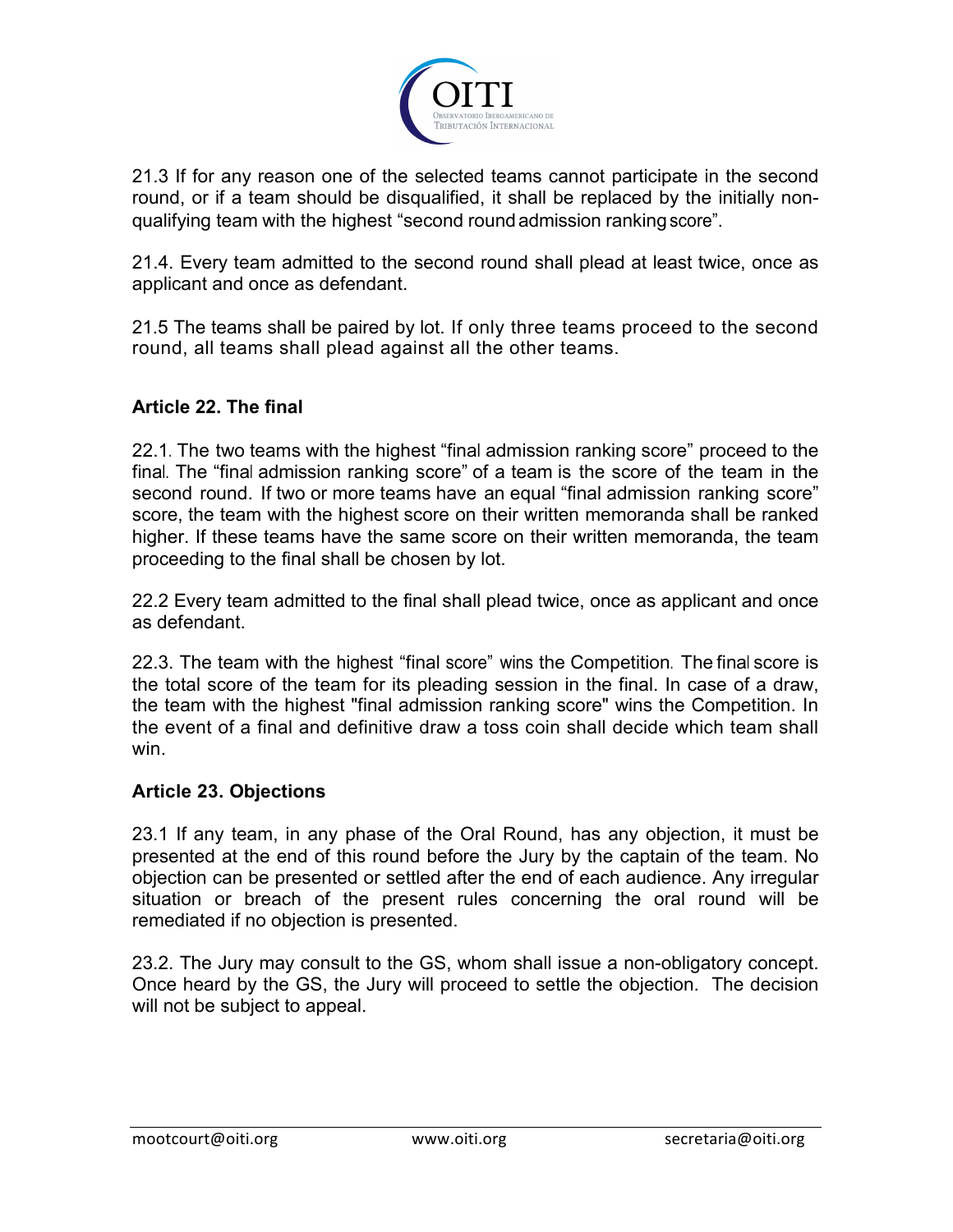21.3 If for any reason one of the selected teams cannot participate in the second round, or if a team should be disqualified, it shall be replaced by the initially non-qualifying team with the highest “second round admission ranking score”.

21.4. Every team admitted to the second round shall plead at least twice, once as applicant and once as defendant.

21.5 The teams shall be paired by lot. If only three teams proceed to the second round, all teams shall plead against all the other teams.

### Article 22. The final

22.1. The two teams with the highest “final admission ranking score” proceed to the final. The “final admission ranking score” of a team is the score of the team in the second round. If two or more teams have an equal “final admission ranking score” score, the team with the highest score on their written memoranda shall be ranked higher. If these teams have the same score on their written memoranda, the team proceeding to the final shall be chosen by lot.

22.2 Every team admitted to the final shall plead twice, once as applicant and once as defendant.

22.3. The team with the highest “final score” wins the Competition. The final score is the total score of the team for its pleading session in the final. In case of a draw, the team with the highest "final admission ranking score" wins the Competition. In the event of a final and definitive draw a toss coin shall decide which team shall win.

### Article 23. Objections

23.1 If any team, in any phase of the Oral Round, has any objection, it must be presented at the end of this round before the Jury by the captain of the team. No objection can be presented or settled after the end of each audience. Any irregular situation or breach of the present rules concerning the oral round will be remediated if no objection is presented.

23.2. The Jury may consult to the GS, whom shall issue a non-obligatory concept. Once heard by the GS, the Jury will proceed to settle the objection. The decision will not be subject to appeal.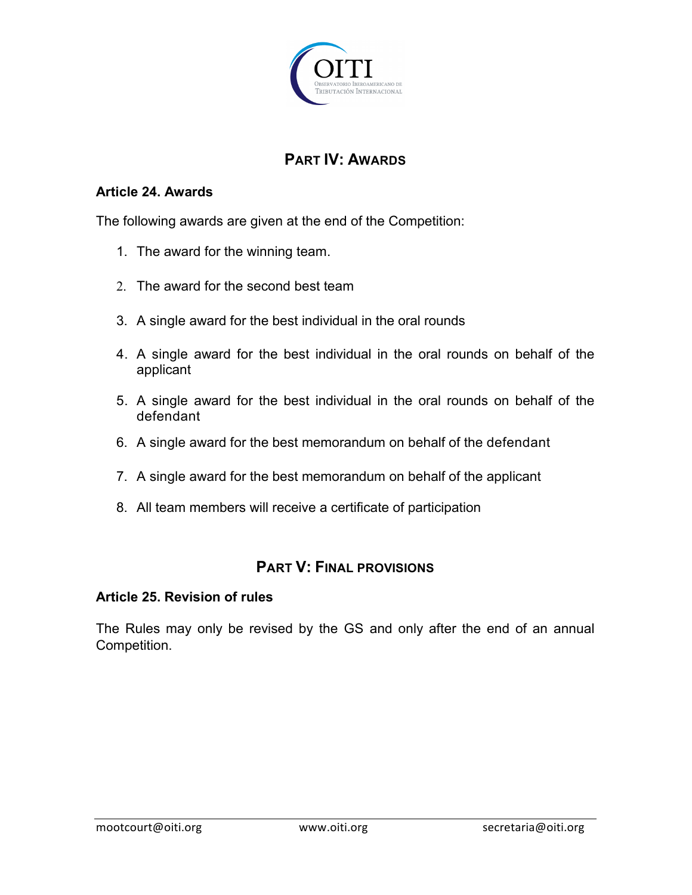## PART IV: AWARDS

### Article 24. Awards

The following awards are given at the end of the Competition:

1. The award for the winning team.
2. The award for the second best team
3. A single award for the best individual in the oral rounds
4. A single award for the best individual in the oral rounds on behalf of the applicant
5. A single award for the best individual in the oral rounds on behalf of the defendant
6. A single award for the best memorandum on behalf of the defendant
7. A single award for the best memorandum on behalf of the applicant
8. All team members will receive a certificate of participation

## PART V: FINAL PROVISIONS

### Article 25. Revision of rules

The Rules may only be revised by the GS and only after the end of an annual Competition.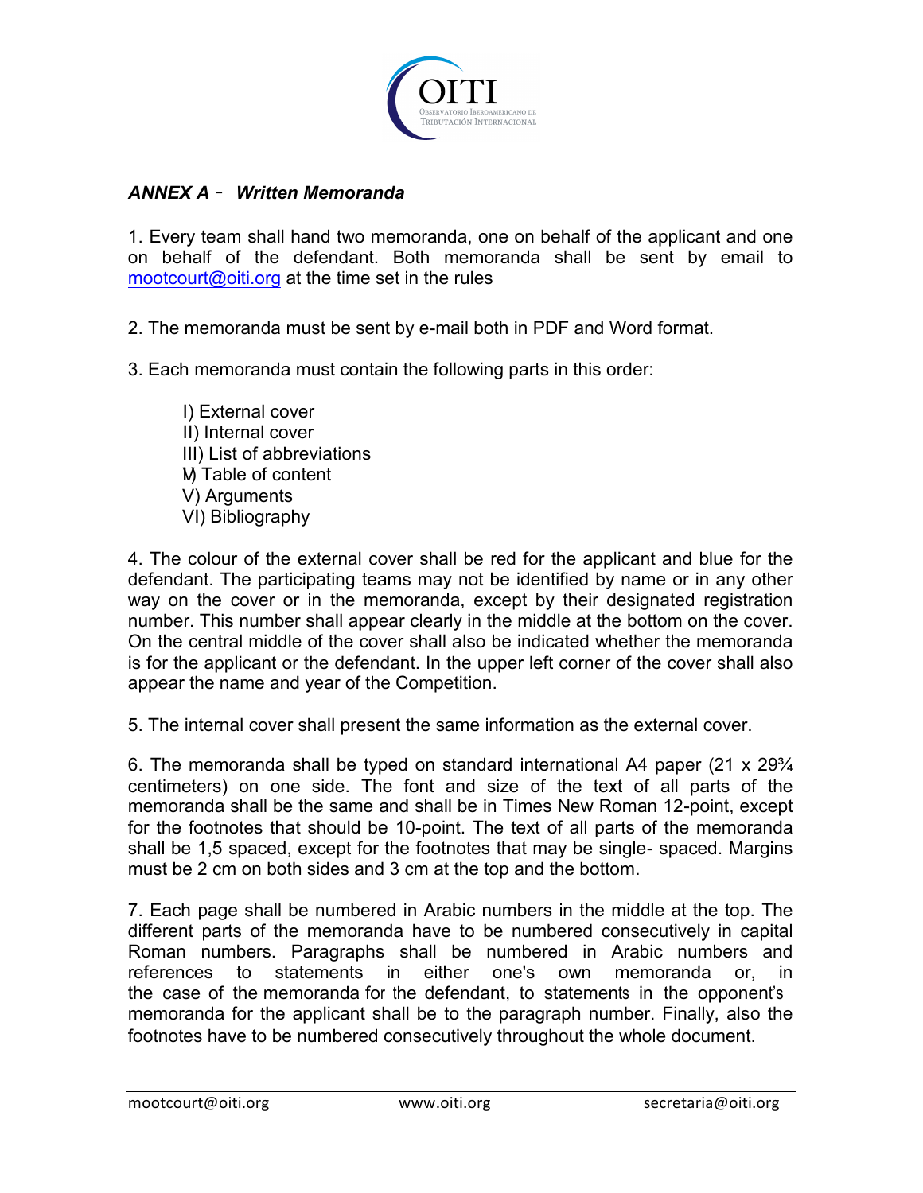## *ANNEX A - Written Memoranda*

1. Every team shall hand two memoranda, one on behalf of the applicant and one on behalf of the defendant. Both memoranda shall be sent by email to mootcourt@oiti.org at the time set in the rules

2. The memoranda must be sent by e-mail both in PDF and Word format.

3. Each memoranda must contain the following parts in this order:

   I) External cover
   II) Internal cover
   III) List of abbreviations
   IV) Table of content
   V) Arguments
   VI) Bibliography

4. The colour of the external cover shall be red for the applicant and blue for the defendant. The participating teams may not be identified by name or in any other way on the cover or in the memoranda, except by their designated registration number. This number shall appear clearly in the middle at the bottom on the cover. On the central middle of the cover shall also be indicated whether the memoranda is for the applicant or the defendant. In the upper left corner of the cover shall also appear the name and year of the Competition.

5. The internal cover shall present the same information as the external cover.

6. The memoranda shall be typed on standard international A4 paper (21 x 29¾ centimeters) on one side. The font and size of the text of all parts of the memoranda shall be the same and shall be in Times New Roman 12-point, except for the footnotes that should be 10-point. The text of all parts of the memoranda shall be 1,5 spaced, except for the footnotes that may be single- spaced. Margins must be 2 cm on both sides and 3 cm at the top and the bottom.

7. Each page shall be numbered in Arabic numbers in the middle at the top. The different parts of the memoranda have to be numbered consecutively in capital Roman numbers. Paragraphs shall be numbered in Arabic numbers and references to statements in either one's own memoranda or, in the case of the memoranda for the defendant, to statements in the opponent's memoranda for the applicant shall be to the paragraph number. Finally, also the footnotes have to be numbered consecutively throughout the whole document.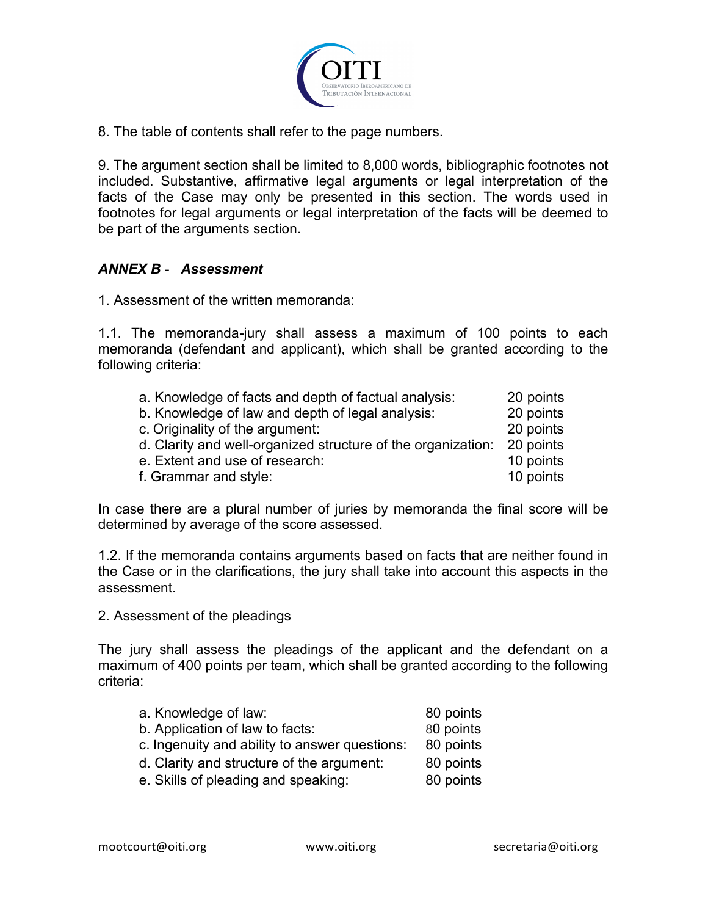8. The table of contents shall refer to the page numbers.

9. The argument section shall be limited to 8,000 words, bibliographic footnotes not included. Substantive, affirmative legal arguments or legal interpretation of the facts of the Case may only be presented in this section. The words used in footnotes for legal arguments or legal interpretation of the facts will be deemed to be part of the arguments section.

### ***ANNEX B - Assessment***

1. Assessment of the written memoranda:

1.1. The memoranda-jury shall assess a maximum of 100 points to each memoranda (defendant and applicant), which shall be granted according to the following criteria:

| | |
|---|---|
| a. Knowledge of facts and depth of factual analysis: | 20 points |
| b. Knowledge of law and depth of legal analysis: | 20 points |
| c. Originality of the argument: | 20 points |
| d. Clarity and well-organized structure of the organization: | 20 points |
| e. Extent and use of research: | 10 points |
| f. Grammar and style: | 10 points |

In case there are a plural number of juries by memoranda the final score will be determined by average of the score assessed.

1.2. If the memoranda contains arguments based on facts that are neither found in the Case or in the clarifications, the jury shall take into account this aspects in the assessment.

2. Assessment of the pleadings

The jury shall assess the pleadings of the applicant and the defendant on a maximum of 400 points per team, which shall be granted according to the following criteria:

| | |
|---|---|
| a. Knowledge of law: | 80 points |
| b. Application of law to facts: | 80 points |
| c. Ingenuity and ability to answer questions: | 80 points |
| d. Clarity and structure of the argument: | 80 points |
| e. Skills of pleading and speaking: | 80 points |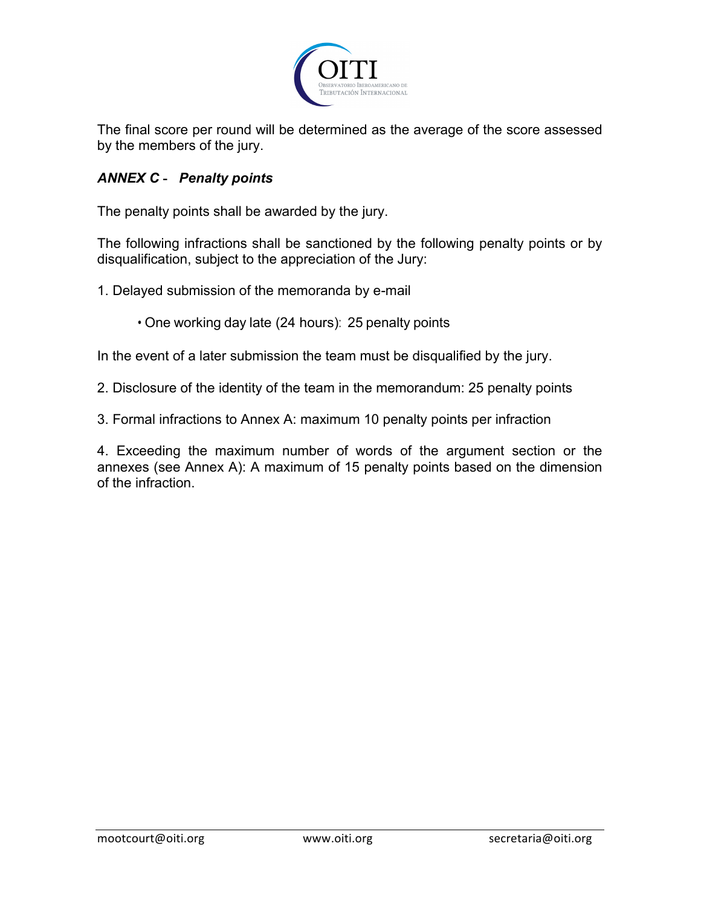The final score per round will be determined as the average of the score assessed by the members of the jury.

## *ANNEX C - Penalty points*

The penalty points shall be awarded by the jury.

The following infractions shall be sanctioned by the following penalty points or by disqualification, subject to the appreciation of the Jury:

1. Delayed submission of the memoranda by e-mail

    - One working day late (24 hours): 25 penalty points

In the event of a later submission the team must be disqualified by the jury.

2. Disclosure of the identity of the team in the memorandum: 25 penalty points

3. Formal infractions to Annex A: maximum 10 penalty points per infraction

4. Exceeding the maximum number of words of the argument section or the annexes (see Annex A): A maximum of 15 penalty points based on the dimension of the infraction.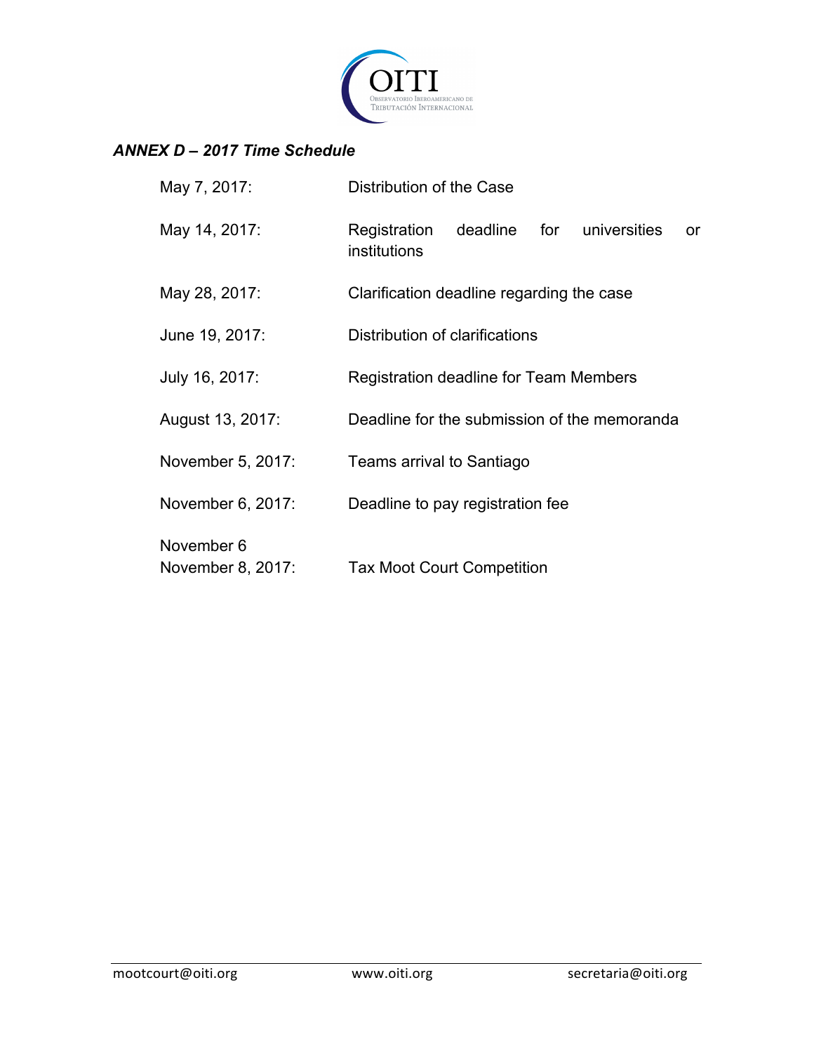### *ANNEX D – 2017 Time Schedule*

| | |
|---|---|
| May 7, 2017: | Distribution of the Case |
| May 14, 2017: | Registration deadline for universities or institutions |
| May 28, 2017: | Clarification deadline regarding the case |
| June 19, 2017: | Distribution of clarifications |
| July 16, 2017: | Registration deadline for Team Members |
| August 13, 2017: | Deadline for the submission of the memoranda |
| November 5, 2017: | Teams arrival to Santiago |
| November 6, 2017: | Deadline to pay registration fee |
| November 6 November 8, 2017: | Tax Moot Court Competition |

mootcourt@oiti.org www.oiti.org secretaria@oiti.org